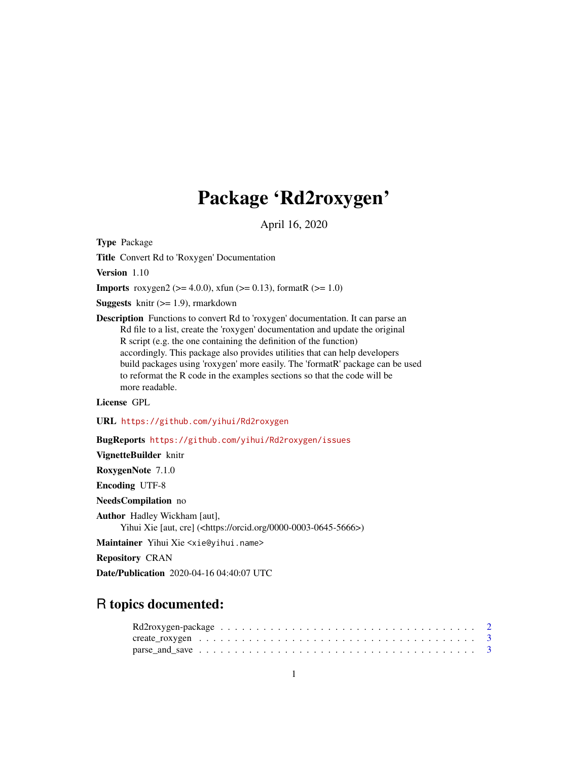# Package 'Rd2roxygen'

April 16, 2020

**Type** Package

**Title** Convert Rd to 'Roxygen' Documentation

**Version** 1.10

**Imports** roxygen2 (>= 4.0.0), xfun (>= 0.13), formatR (>= 1.0)

**Suggests** knitr (>= 1.9), rmarkdown

**Description** Functions to convert Rd to 'roxygen' documentation. It can parse an Rd file to a list, create the 'roxygen' documentation and update the original R script (e.g. the one containing the definition of the function) accordingly. This package also provides utilities that can help developers build packages using 'roxygen' more easily. The 'formatR' package can be used to reformat the R code in the examples sections so that the code will be more readable.

**License** GPL

**URL** https://github.com/yihui/Rd2roxygen

**BugReports** https://github.com/yihui/Rd2roxygen/issues

**VignetteBuilder** knitr

**RoxygenNote** 7.1.0

**Encoding** UTF-8

**NeedsCompilation** no

**Author** Hadley Wickham [aut],
Yihui Xie [aut, cre] (<https://orcid.org/0000-0003-0645-5666>)

**Maintainer** Yihui Xie <xie@yihui.name>

**Repository** CRAN

**Date/Publication** 2020-04-16 04:40:07 UTC

## R topics documented:

- Rd2roxygen-package . . . . . . . . . . . . . . . . . . . . . . . . . . . . . . . . . . 2
- create_roxygen . . . . . . . . . . . . . . . . . . . . . . . . . . . . . . . . . . . . . 3
- parse_and_save . . . . . . . . . . . . . . . . . . . . . . . . . . . . . . . . . . . . . 3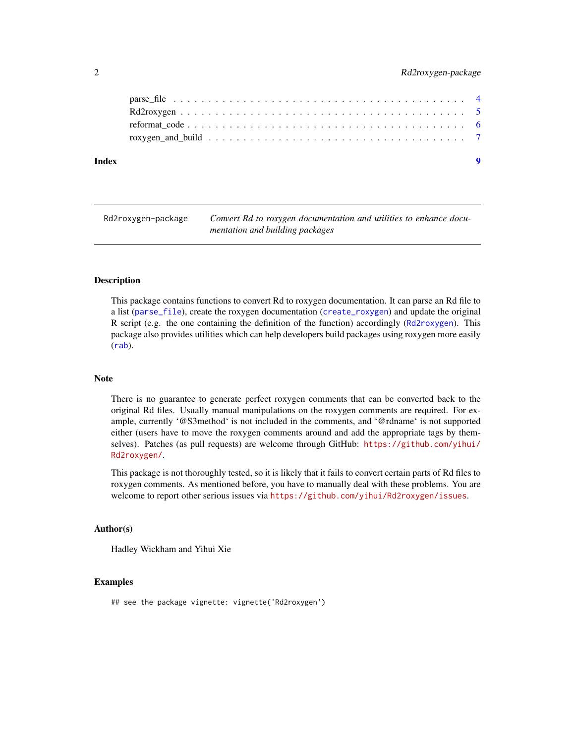parse_file . . . . . . . . . . . . . . . . . . . . . . . . . . . . . . . . . . . . . . . 4
Rd2roxygen . . . . . . . . . . . . . . . . . . . . . . . . . . . . . . . . . . . . . . . 5
reformat_code . . . . . . . . . . . . . . . . . . . . . . . . . . . . . . . . . . . . . . 6
roxygen_and_build . . . . . . . . . . . . . . . . . . . . . . . . . . . . . . . . . . . . 7

**Index** **9**

---

`Rd2roxygen-package` *Convert Rd to roxygen documentation and utilities to enhance documentation and building packages*

---

## Description

This package contains functions to convert Rd to roxygen documentation. It can parse an Rd file to a list (`parse_file`), create the roxygen documentation (`create_roxygen`) and update the original R script (e.g. the one containing the definition of the function) accordingly (`Rd2roxygen`). This package also provides utilities which can help developers build packages using roxygen more easily (`rab`).

## Note

There is no guarantee to generate perfect roxygen comments that can be converted back to the original Rd files. Usually manual manipulations on the roxygen comments are required. For example, currently '@S3method' is not included in the comments, and '@rdname' is not supported either (users have to move the roxygen comments around and add the appropriate tags by themselves). Patches (as pull requests) are welcome through GitHub: https://github.com/yihui/Rd2roxygen/.

This package is not thoroughly tested, so it is likely that it fails to convert certain parts of Rd files to roxygen comments. As mentioned before, you have to manually deal with these problems. You are welcome to report other serious issues via https://github.com/yihui/Rd2roxygen/issues.

## Author(s)

Hadley Wickham and Yihui Xie

## Examples

```
## see the package vignette: vignette('Rd2roxygen')
```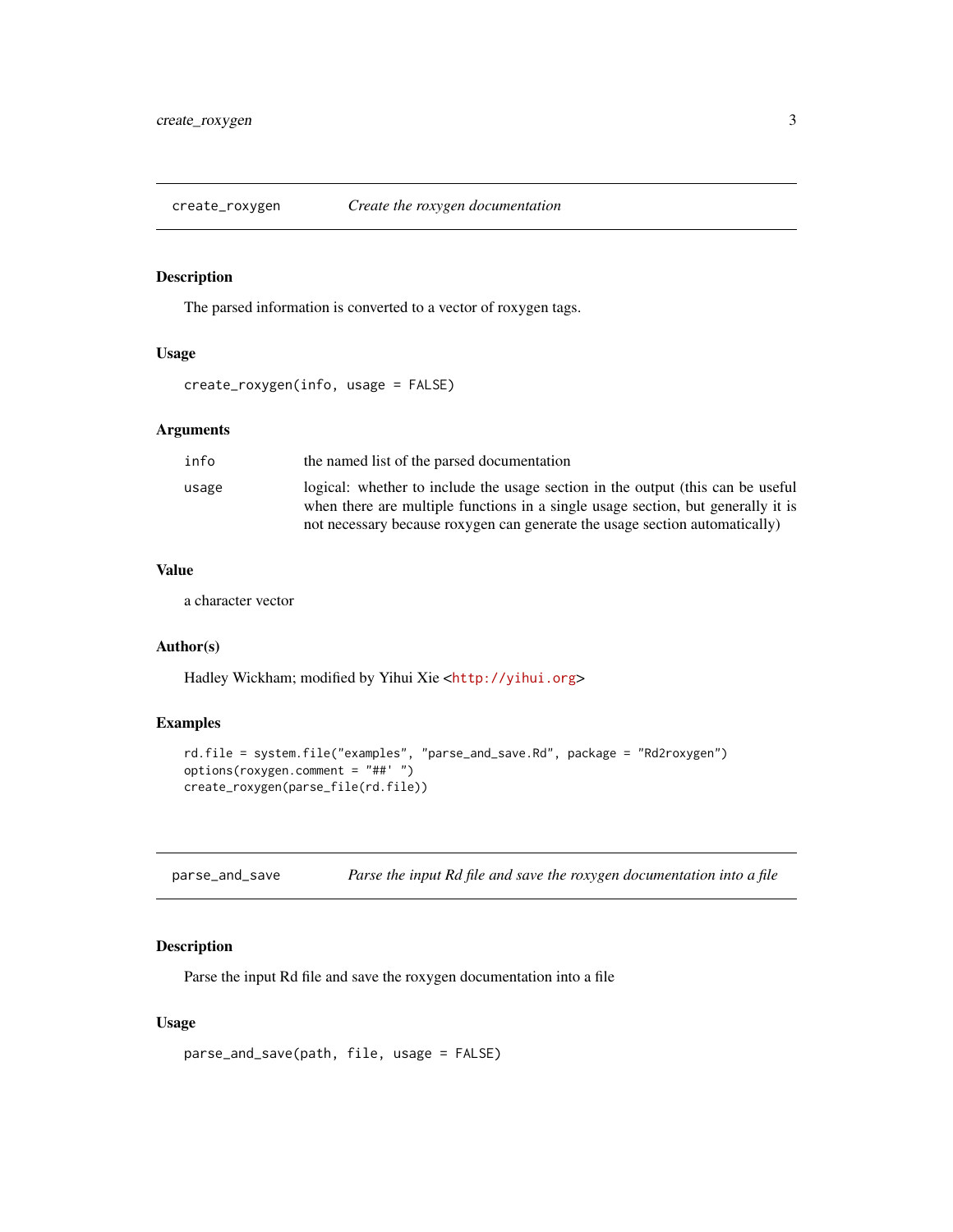## create_roxygen — *Create the roxygen documentation*

### Description

The parsed information is converted to a vector of roxygen tags.

### Usage

```
create_roxygen(info, usage = FALSE)
```

### Arguments

| | |
|---|---|
| `info` | the named list of the parsed documentation |
| `usage` | logical: whether to include the usage section in the output (this can be useful when there are multiple functions in a single usage section, but generally it is not necessary because roxygen can generate the usage section automatically) |

### Value

a character vector

### Author(s)

Hadley Wickham; modified by Yihui Xie <http://yihui.org>

### Examples

```
rd.file = system.file("examples", "parse_and_save.Rd", package = "Rd2roxygen")
options(roxygen.comment = "##' ")
create_roxygen(parse_file(rd.file))
```

## parse_and_save — *Parse the input Rd file and save the roxygen documentation into a file*

### Description

Parse the input Rd file and save the roxygen documentation into a file

### Usage

```
parse_and_save(path, file, usage = FALSE)
```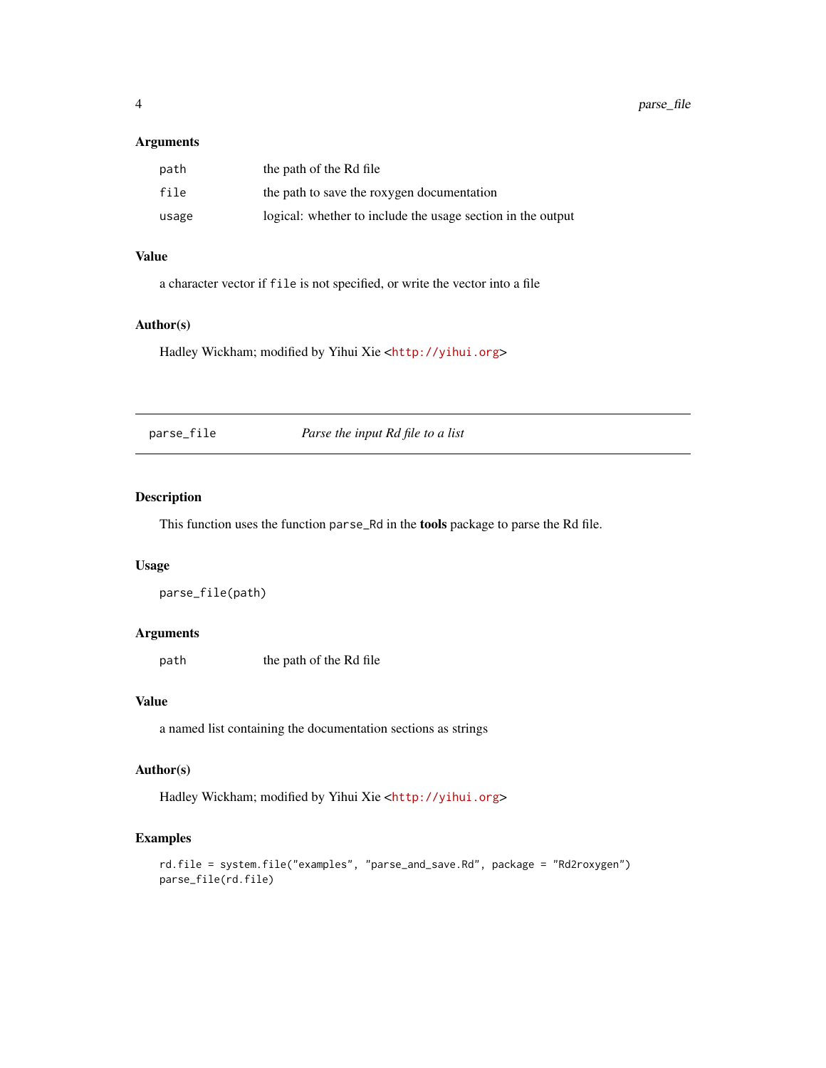### Arguments

| | |
|---|---|
| `path` | the path of the Rd file |
| `file` | the path to save the roxygen documentation |
| `usage` | logical: whether to include the usage section in the output |

### Value

a character vector if `file` is not specified, or write the vector into a file

### Author(s)

Hadley Wickham; modified by Yihui Xie <http://yihui.org>

---

## parse_file — *Parse the input Rd file to a list*

### Description

This function uses the function `parse_Rd` in the **tools** package to parse the Rd file.

### Usage

```
parse_file(path)
```

### Arguments

| | |
|---|---|
| `path` | the path of the Rd file |

### Value

a named list containing the documentation sections as strings

### Author(s)

Hadley Wickham; modified by Yihui Xie <http://yihui.org>

### Examples

```
rd.file = system.file("examples", "parse_and_save.Rd", package = "Rd2roxygen")
parse_file(rd.file)
```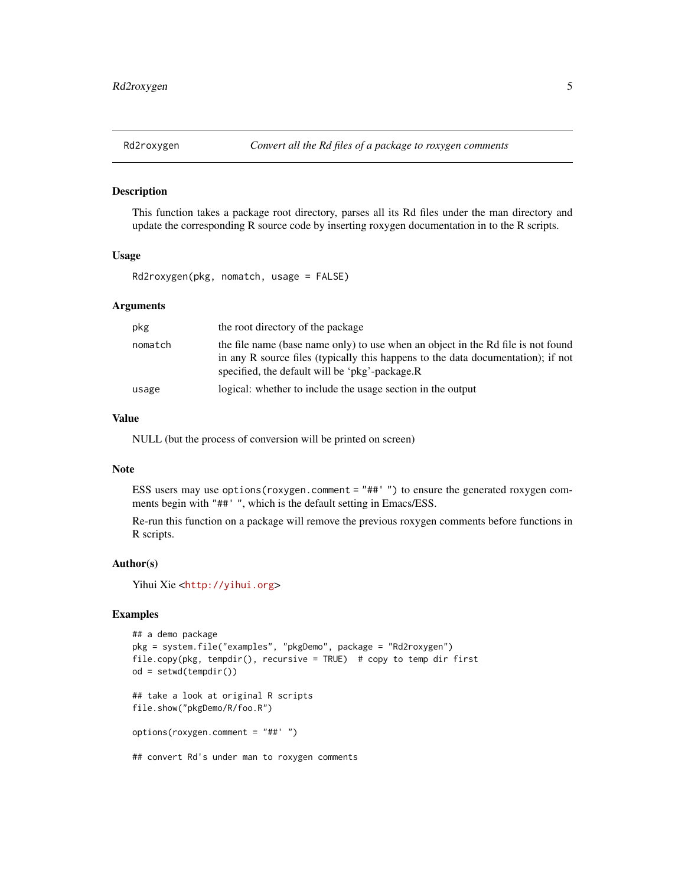## Rd2roxygen — *Convert all the Rd files of a package to roxygen comments*

### Description

This function takes a package root directory, parses all its Rd files under the man directory and update the corresponding R source code by inserting roxygen documentation in to the R scripts.

### Usage

```
Rd2roxygen(pkg, nomatch, usage = FALSE)
```

### Arguments

| | |
|---|---|
| `pkg` | the root directory of the package |
| `nomatch` | the file name (base name only) to use when an object in the Rd file is not found in any R source files (typically this happens to the data documentation); if not specified, the default will be 'pkg'-package.R |
| `usage` | logical: whether to include the usage section in the output |

### Value

NULL (but the process of conversion will be printed on screen)

### Note

ESS users may use `options(roxygen.comment = "##' ")` to ensure the generated roxygen comments begin with `"##' "`, which is the default setting in Emacs/ESS.

Re-run this function on a package will remove the previous roxygen comments before functions in R scripts.

### Author(s)

Yihui Xie <http://yihui.org>

### Examples

```
## a demo package
pkg = system.file("examples", "pkgDemo", package = "Rd2roxygen")
file.copy(pkg, tempdir(), recursive = TRUE)  # copy to temp dir first
od = setwd(tempdir())

## take a look at original R scripts
file.show("pkgDemo/R/foo.R")

options(roxygen.comment = "##' ")

## convert Rd's under man to roxygen comments
```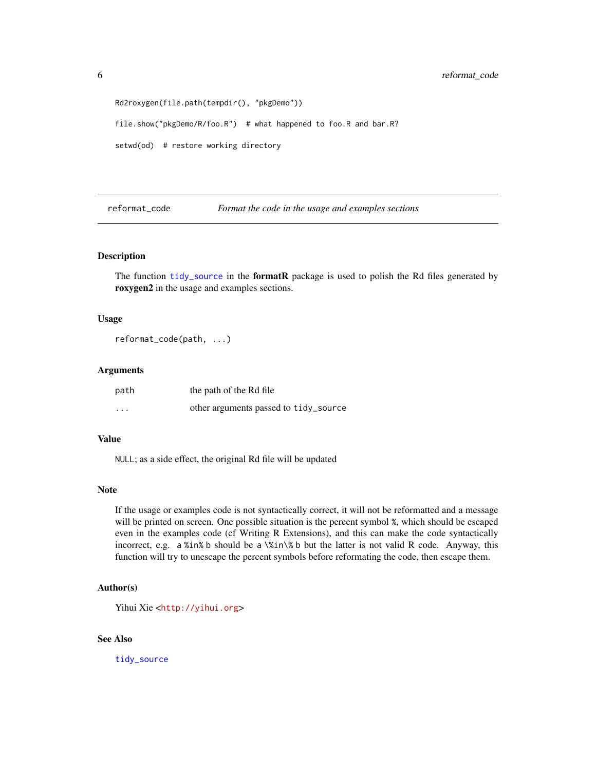```
Rd2roxygen(file.path(tempdir(), "pkgDemo"))

file.show("pkgDemo/R/foo.R")  # what happened to foo.R and bar.R?

setwd(od)  # restore working directory
```

## reformat_code — *Format the code in the usage and examples sections*

### Description

The function tidy_source in the **formatR** package is used to polish the Rd files generated by **roxygen2** in the usage and examples sections.

### Usage

```
reformat_code(path, ...)
```

### Arguments

| | |
|---|---|
| path | the path of the Rd file |
| ... | other arguments passed to tidy_source |

### Value

NULL; as a side effect, the original Rd file will be updated

### Note

If the usage or examples code is not syntactically correct, it will not be reformatted and a message will be printed on screen. One possible situation is the percent symbol %, which should be escaped even in the examples code (cf Writing R Extensions), and this can make the code syntactically incorrect, e.g. a %in% b should be a \%in\% b but the latter is not valid R code. Anyway, this function will try to unescape the percent symbols before reformating the code, then escape them.

### Author(s)

Yihui Xie <http://yihui.org>

### See Also

tidy_source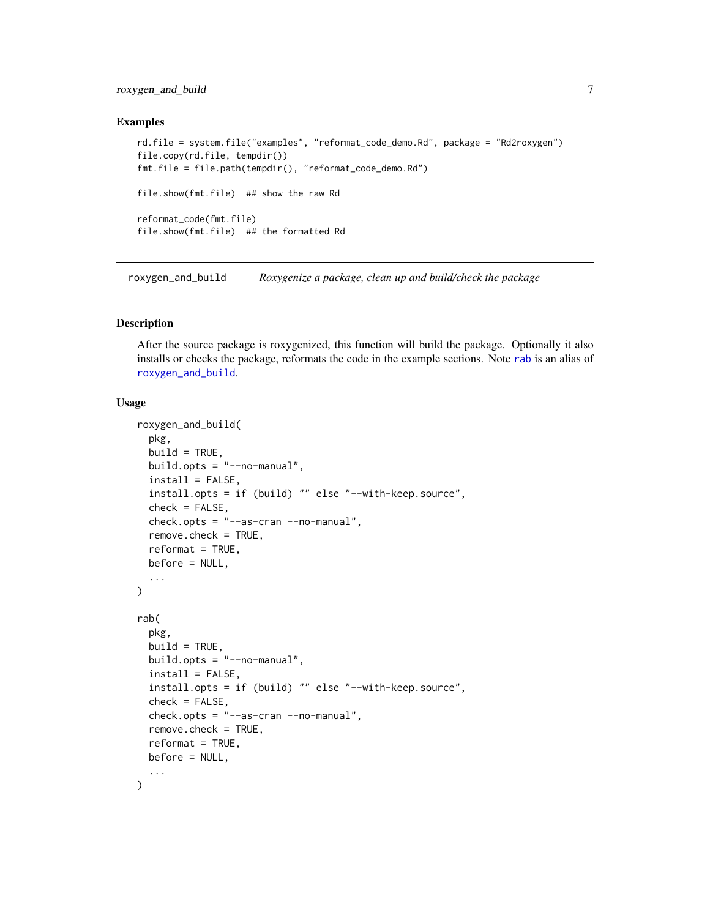## Examples

```
rd.file = system.file("examples", "reformat_code_demo.Rd", package = "Rd2roxygen")
file.copy(rd.file, tempdir())
fmt.file = file.path(tempdir(), "reformat_code_demo.Rd")

file.show(fmt.file)  ## show the raw Rd

reformat_code(fmt.file)
file.show(fmt.file)  ## the formatted Rd
```

---

# roxygen_and_build — *Roxygenize a package, clean up and build/check the package*

---

## Description

After the source package is roxygenized, this function will build the package. Optionally it also installs or checks the package, reformats the code in the example sections. Note `rab` is an alias of `roxygen_and_build`.

## Usage

```
roxygen_and_build(
  pkg,
  build = TRUE,
  build.opts = "--no-manual",
  install = FALSE,
  install.opts = if (build) "" else "--with-keep.source",
  check = FALSE,
  check.opts = "--as-cran --no-manual",
  remove.check = TRUE,
  reformat = TRUE,
  before = NULL,
  ...
)

rab(
  pkg,
  build = TRUE,
  build.opts = "--no-manual",
  install = FALSE,
  install.opts = if (build) "" else "--with-keep.source",
  check = FALSE,
  check.opts = "--as-cran --no-manual",
  remove.check = TRUE,
  reformat = TRUE,
  before = NULL,
  ...
)
```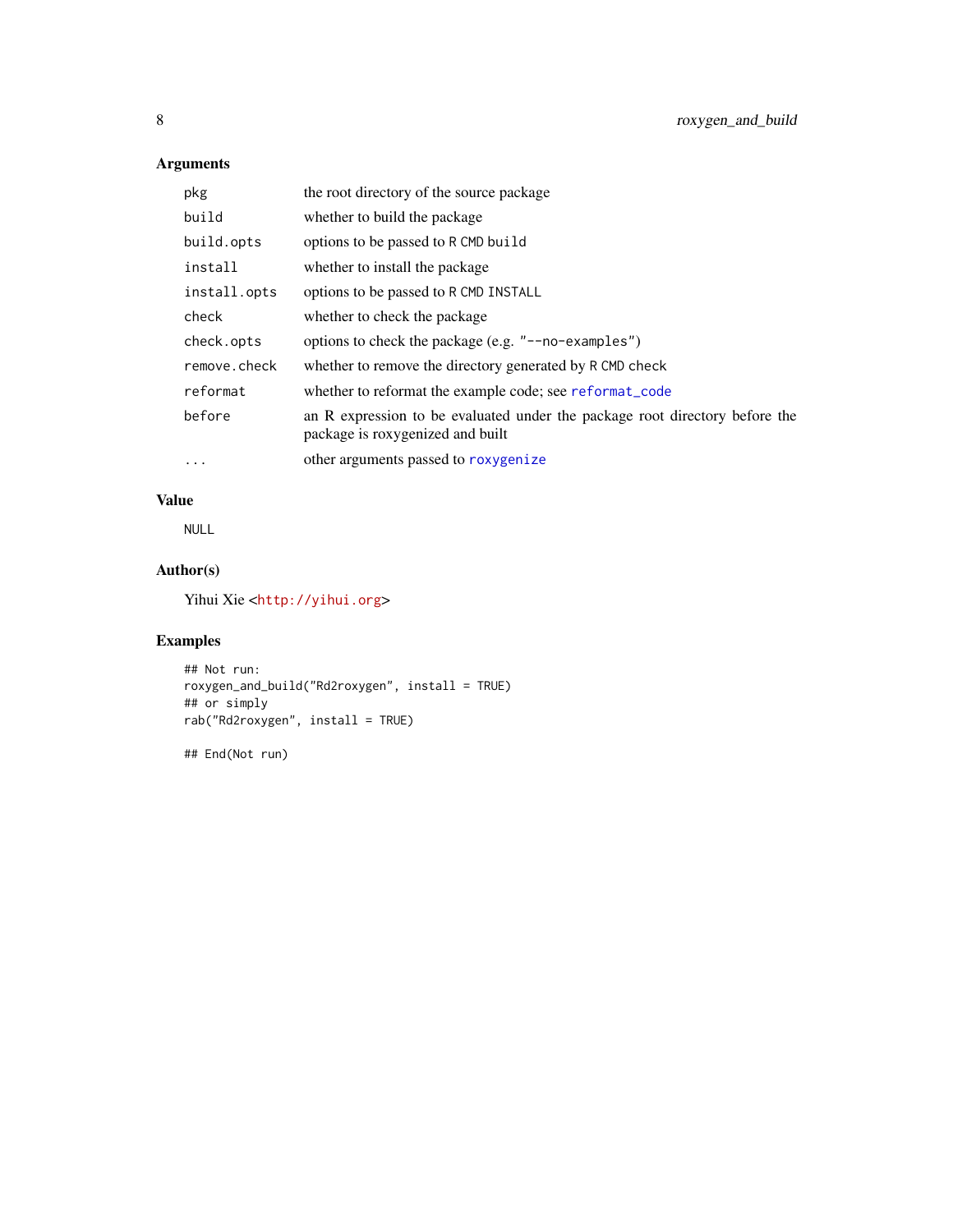## Arguments

| | |
|---|---|
| `pkg` | the root directory of the source package |
| `build` | whether to build the package |
| `build.opts` | options to be passed to `R CMD build` |
| `install` | whether to install the package |
| `install.opts` | options to be passed to `R CMD INSTALL` |
| `check` | whether to check the package |
| `check.opts` | options to check the package (e.g. `"--no-examples"`) |
| `remove.check` | whether to remove the directory generated by `R CMD check` |
| `reformat` | whether to reformat the example code; see `reformat_code` |
| `before` | an R expression to be evaluated under the package root directory before the package is roxygenized and built |
| `...` | other arguments passed to `roxygenize` |

## Value

`NULL`

## Author(s)

Yihui Xie <`http://yihui.org`>

## Examples

```
## Not run:
roxygen_and_build("Rd2roxygen", install = TRUE)
## or simply
rab("Rd2roxygen", install = TRUE)

## End(Not run)
```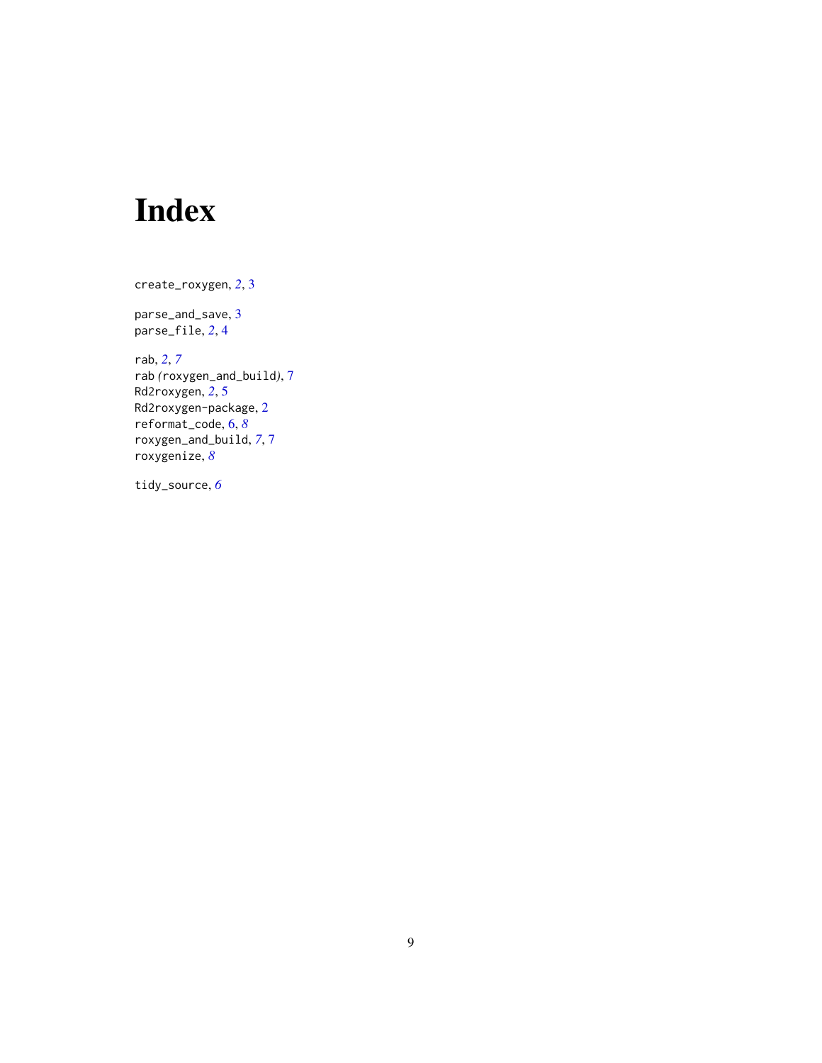# Index

create_roxygen, *2*, 3

parse_and_save, 3
parse_file, *2*, 4

rab, *2*, *7*
rab *(*roxygen_and_build*)*, 7
Rd2roxygen, *2*, 5
Rd2roxygen-package, 2
reformat_code, 6, *8*
roxygen_and_build, *7*, 7
roxygenize, *8*

tidy_source, *6*